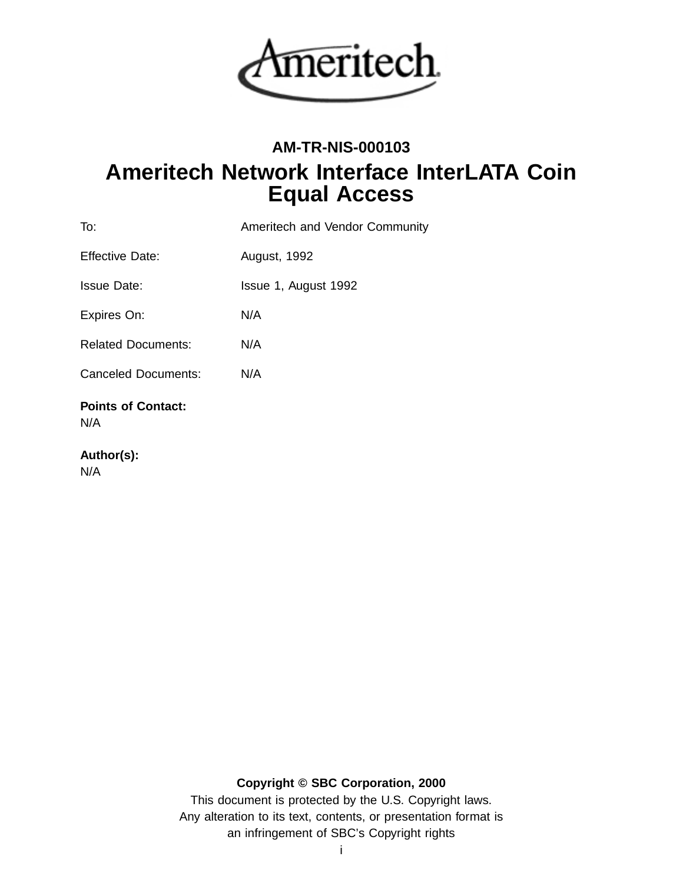**AM-TR-NIS-000103**

# Ameritech Network Interface InterLATA Coin Equal Access

| | |
|---|---|
| To: | Ameritech and Vendor Community |
| Effective Date: | August, 1992 |
| Issue Date: | Issue 1, August 1992 |
| Expires On: | N/A |
| Related Documents: | N/A |
| Canceled Documents: | N/A |

**Points of Contact:**
N/A

**Author(s):**
N/A

**Copyright © SBC Corporation, 2000**
This document is protected by the U.S. Copyright laws.
Any alteration to its text, contents, or presentation format is
an infringement of SBC's Copyright rights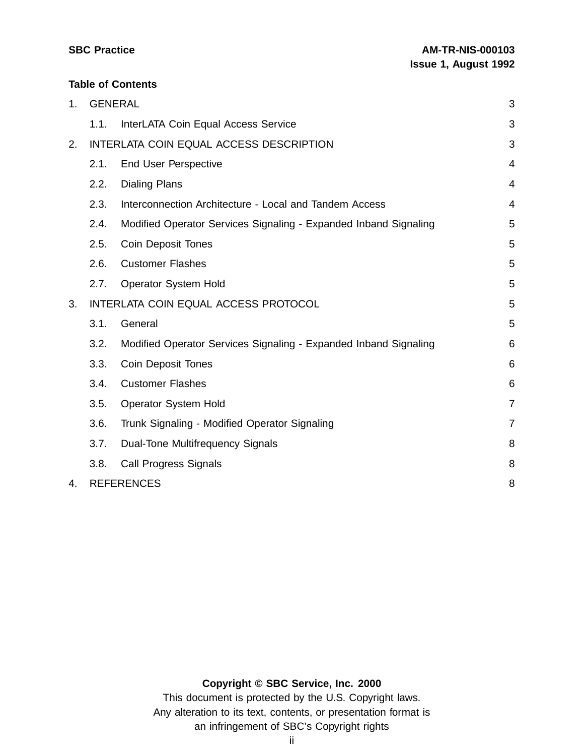**Table of Contents**

1. GENERAL 3
   - 1.1. InterLATA Coin Equal Access Service 3
2. INTERLATA COIN EQUAL ACCESS DESCRIPTION 3
   - 2.1. End User Perspective 4
   - 2.2. Dialing Plans 4
   - 2.3. Interconnection Architecture - Local and Tandem Access 4
   - 2.4. Modified Operator Services Signaling - Expanded Inband Signaling 5
   - 2.5. Coin Deposit Tones 5
   - 2.6. Customer Flashes 5
   - 2.7. Operator System Hold 5
3. INTERLATA COIN EQUAL ACCESS PROTOCOL 5
   - 3.1. General 5
   - 3.2. Modified Operator Services Signaling - Expanded Inband Signaling 6
   - 3.3. Coin Deposit Tones 6
   - 3.4. Customer Flashes 6
   - 3.5. Operator System Hold 7
   - 3.6. Trunk Signaling - Modified Operator Signaling 7
   - 3.7. Dual-Tone Multifrequency Signals 8
   - 3.8. Call Progress Signals 8
4. REFERENCES 8

**Copyright © SBC Service, Inc. 2000**

This document is protected by the U.S. Copyright laws.
Any alteration to its text, contents, or presentation format is
an infringement of SBC's Copyright rights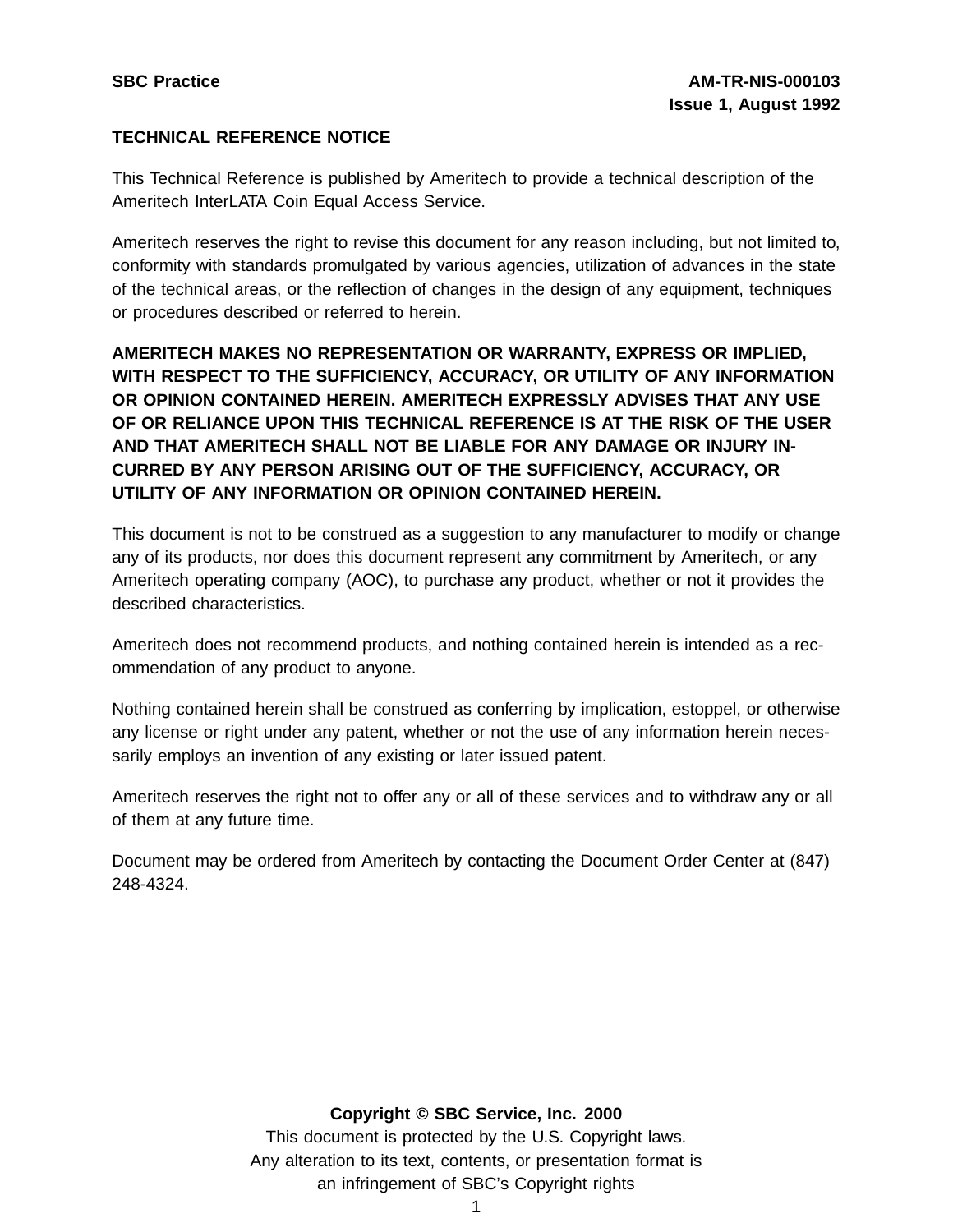**TECHNICAL REFERENCE NOTICE**

This Technical Reference is published by Ameritech to provide a technical description of the Ameritech InterLATA Coin Equal Access Service.

Ameritech reserves the right to revise this document for any reason including, but not limited to, conformity with standards promulgated by various agencies, utilization of advances in the state of the technical areas, or the reflection of changes in the design of any equipment, techniques or procedures described or referred to herein.

**AMERITECH MAKES NO REPRESENTATION OR WARRANTY, EXPRESS OR IMPLIED, WITH RESPECT TO THE SUFFICIENCY, ACCURACY, OR UTILITY OF ANY INFORMATION OR OPINION CONTAINED HEREIN. AMERITECH EXPRESSLY ADVISES THAT ANY USE OF OR RELIANCE UPON THIS TECHNICAL REFERENCE IS AT THE RISK OF THE USER AND THAT AMERITECH SHALL NOT BE LIABLE FOR ANY DAMAGE OR INJURY INCURRED BY ANY PERSON ARISING OUT OF THE SUFFICIENCY, ACCURACY, OR UTILITY OF ANY INFORMATION OR OPINION CONTAINED HEREIN.**

This document is not to be construed as a suggestion to any manufacturer to modify or change any of its products, nor does this document represent any commitment by Ameritech, or any Ameritech operating company (AOC), to purchase any product, whether or not it provides the described characteristics.

Ameritech does not recommend products, and nothing contained herein is intended as a recommendation of any product to anyone.

Nothing contained herein shall be construed as conferring by implication, estoppel, or otherwise any license or right under any patent, whether or not the use of any information herein necessarily employs an invention of any existing or later issued patent.

Ameritech reserves the right not to offer any or all of these services and to withdraw any or all of them at any future time.

Document may be ordered from Ameritech by contacting the Document Order Center at (847) 248-4324.

**Copyright © SBC Service, Inc. 2000**
This document is protected by the U.S. Copyright laws.
Any alteration to its text, contents, or presentation format is an infringement of SBC's Copyright rights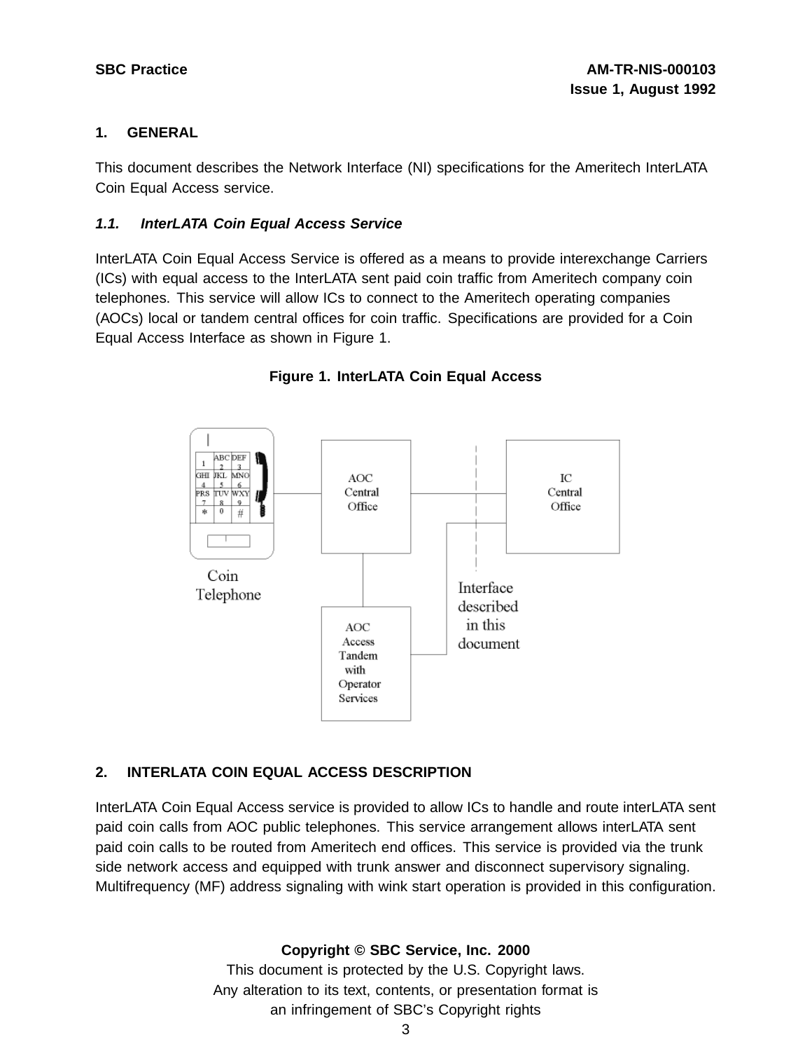# 1. GENERAL

This document describes the Network Interface (NI) specifications for the Ameritech InterLATA Coin Equal Access service.

## *1.1. InterLATA Coin Equal Access Service*

InterLATA Coin Equal Access Service is offered as a means to provide interexchange Carriers (ICs) with equal access to the InterLATA sent paid coin traffic from Ameritech company coin telephones. This service will allow ICs to connect to the Ameritech operating companies (AOCs) local or tandem central offices for coin traffic. Specifications are provided for a Coin Equal Access Interface as shown in Figure 1.

**Figure 1. InterLATA Coin Equal Access**

Coin Telephone

AOC Central Office

IC Central Office

AOC Access Tandem with Operator Services

Interface described in this document

# 2. INTERLATA COIN EQUAL ACCESS DESCRIPTION

InterLATA Coin Equal Access service is provided to allow ICs to handle and route interLATA sent paid coin calls from AOC public telephones. This service arrangement allows interLATA sent paid coin calls to be routed from Ameritech end offices. This service is provided via the trunk side network access and equipped with trunk answer and disconnect supervisory signaling. Multifrequency (MF) address signaling with wink start operation is provided in this configuration.

**Copyright © SBC Service, Inc. 2000**
This document is protected by the U.S. Copyright laws.
Any alteration to its text, contents, or presentation format is an infringement of SBC's Copyright rights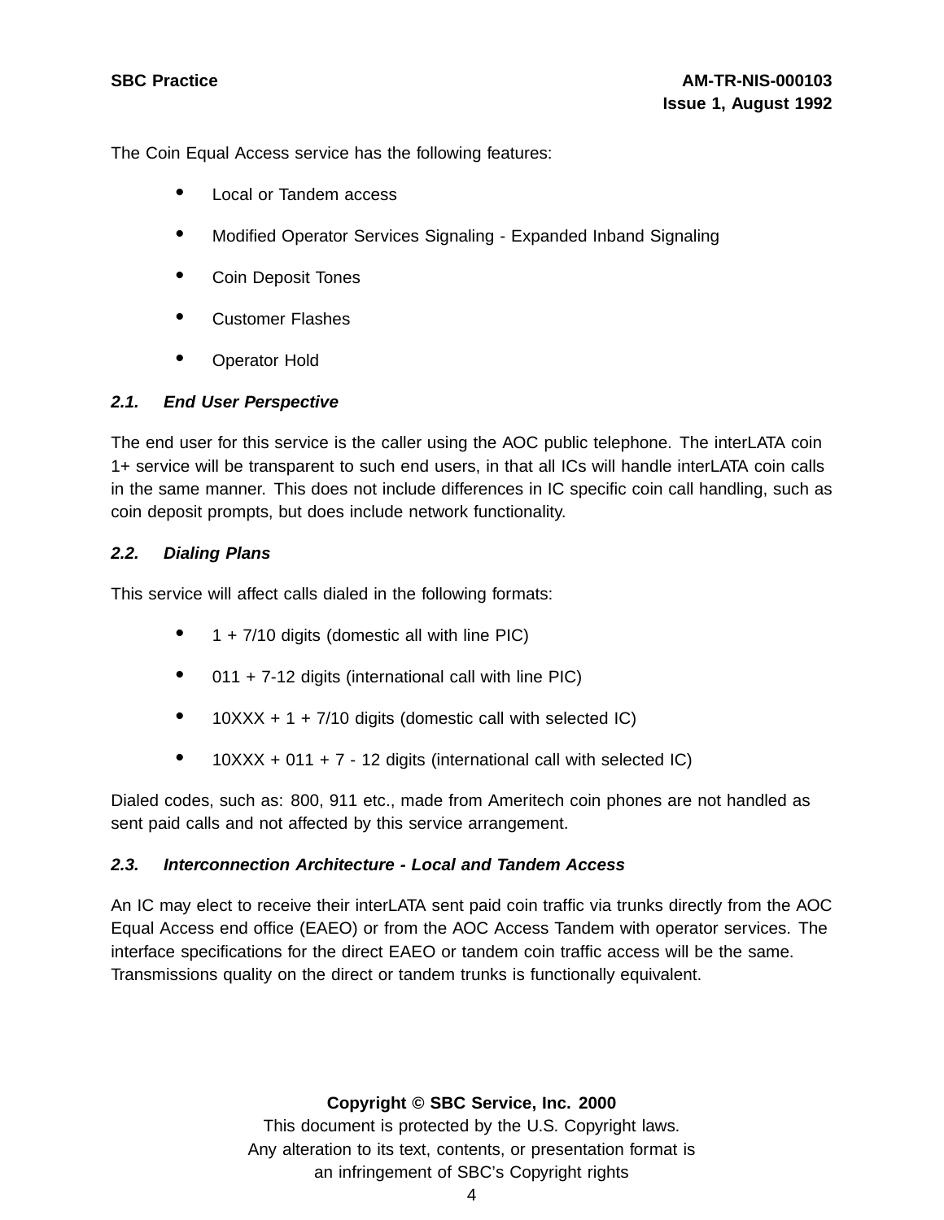The Coin Equal Access service has the following features:

- Local or Tandem access
- Modified Operator Services Signaling - Expanded Inband Signaling
- Coin Deposit Tones
- Customer Flashes
- Operator Hold

### *2.1. End User Perspective*

The end user for this service is the caller using the AOC public telephone. The interLATA coin 1+ service will be transparent to such end users, in that all ICs will handle interLATA coin calls in the same manner. This does not include differences in IC specific coin call handling, such as coin deposit prompts, but does include network functionality.

### *2.2. Dialing Plans*

This service will affect calls dialed in the following formats:

- 1 + 7/10 digits (domestic all with line PIC)
- 011 + 7-12 digits (international call with line PIC)
- 10XXX + 1 + 7/10 digits (domestic call with selected IC)
- 10XXX + 011 + 7 - 12 digits (international call with selected IC)

Dialed codes, such as: 800, 911 etc., made from Ameritech coin phones are not handled as sent paid calls and not affected by this service arrangement.

### *2.3. Interconnection Architecture - Local and Tandem Access*

An IC may elect to receive their interLATA sent paid coin traffic via trunks directly from the AOC Equal Access end office (EAEO) or from the AOC Access Tandem with operator services. The interface specifications for the direct EAEO or tandem coin traffic access will be the same. Transmissions quality on the direct or tandem trunks is functionally equivalent.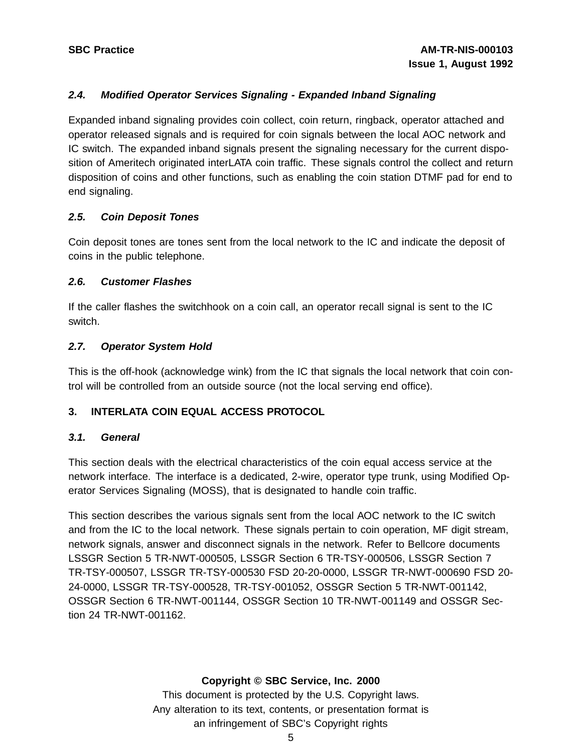### *2.4. Modified Operator Services Signaling - Expanded Inband Signaling*

Expanded inband signaling provides coin collect, coin return, ringback, operator attached and operator released signals and is required for coin signals between the local AOC network and IC switch. The expanded inband signals present the signaling necessary for the current disposition of Ameritech originated interLATA coin traffic. These signals control the collect and return disposition of coins and other functions, such as enabling the coin station DTMF pad for end to end signaling.

### *2.5. Coin Deposit Tones*

Coin deposit tones are tones sent from the local network to the IC and indicate the deposit of coins in the public telephone.

### *2.6. Customer Flashes*

If the caller flashes the switchhook on a coin call, an operator recall signal is sent to the IC switch.

### *2.7. Operator System Hold*

This is the off-hook (acknowledge wink) from the IC that signals the local network that coin control will be controlled from an outside source (not the local serving end office).

## 3. INTERLATA COIN EQUAL ACCESS PROTOCOL

### *3.1. General*

This section deals with the electrical characteristics of the coin equal access service at the network interface. The interface is a dedicated, 2-wire, operator type trunk, using Modified Operator Services Signaling (MOSS), that is designated to handle coin traffic.

This section describes the various signals sent from the local AOC network to the IC switch and from the IC to the local network. These signals pertain to coin operation, MF digit stream, network signals, answer and disconnect signals in the network. Refer to Bellcore documents LSSGR Section 5 TR-NWT-000505, LSSGR Section 6 TR-TSY-000506, LSSGR Section 7 TR-TSY-000507, LSSGR TR-TSY-000530 FSD 20-20-0000, LSSGR TR-NWT-000690 FSD 20-24-0000, LSSGR TR-TSY-000528, TR-TSY-001052, OSSGR Section 5 TR-NWT-001142, OSSGR Section 6 TR-NWT-001144, OSSGR Section 10 TR-NWT-001149 and OSSGR Section 24 TR-NWT-001162.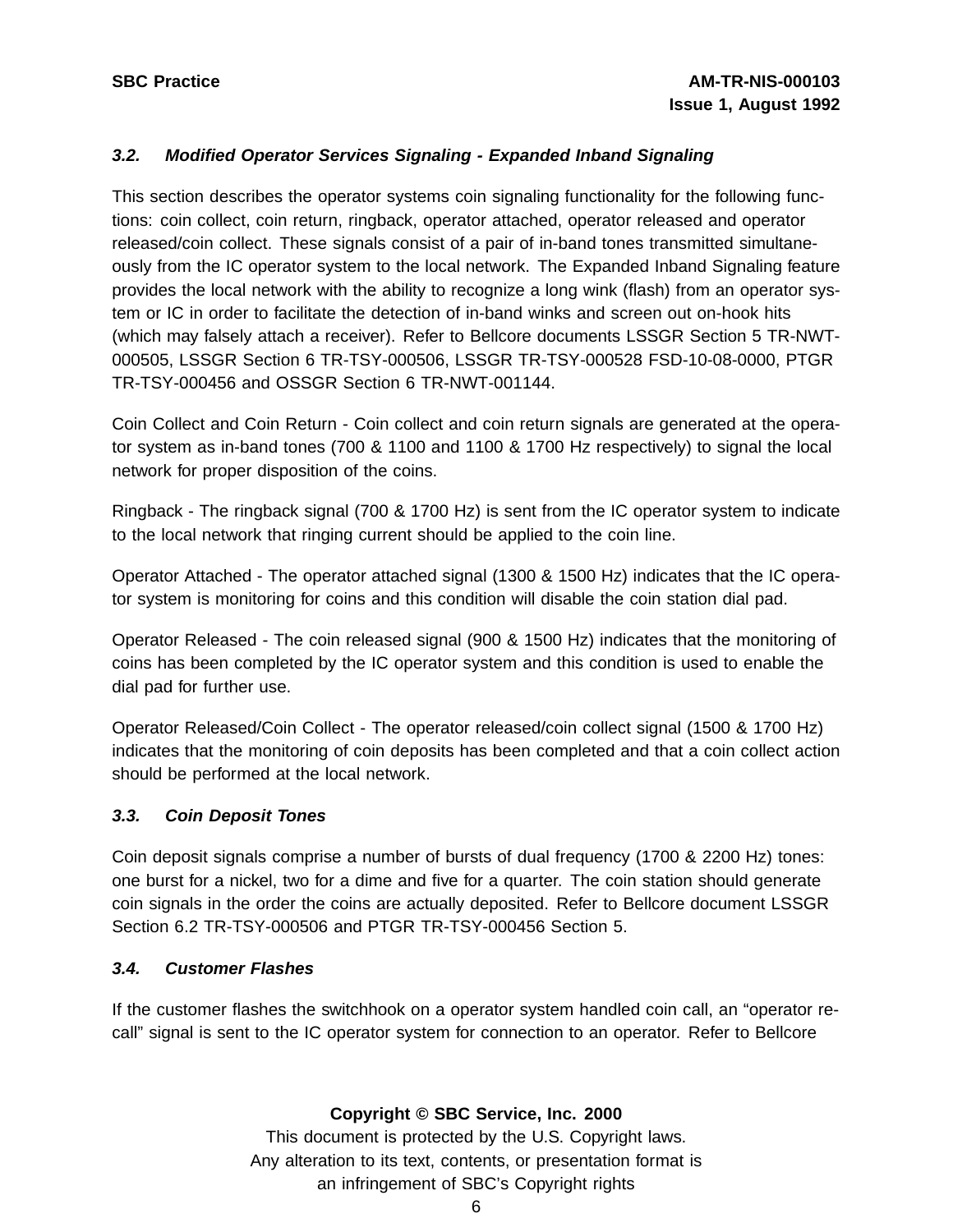### *3.2. Modified Operator Services Signaling - Expanded Inband Signaling*

This section describes the operator systems coin signaling functionality for the following functions: coin collect, coin return, ringback, operator attached, operator released and operator released/coin collect. These signals consist of a pair of in-band tones transmitted simultaneously from the IC operator system to the local network. The Expanded Inband Signaling feature provides the local network with the ability to recognize a long wink (flash) from an operator system or IC in order to facilitate the detection of in-band winks and screen out on-hook hits (which may falsely attach a receiver). Refer to Bellcore documents LSSGR Section 5 TR-NWT-000505, LSSGR Section 6 TR-TSY-000506, LSSGR TR-TSY-000528 FSD-10-08-0000, PTGR TR-TSY-000456 and OSSGR Section 6 TR-NWT-001144.

Coin Collect and Coin Return - Coin collect and coin return signals are generated at the operator system as in-band tones (700 & 1100 and 1100 & 1700 Hz respectively) to signal the local network for proper disposition of the coins.

Ringback - The ringback signal (700 & 1700 Hz) is sent from the IC operator system to indicate to the local network that ringing current should be applied to the coin line.

Operator Attached - The operator attached signal (1300 & 1500 Hz) indicates that the IC operator system is monitoring for coins and this condition will disable the coin station dial pad.

Operator Released - The coin released signal (900 & 1500 Hz) indicates that the monitoring of coins has been completed by the IC operator system and this condition is used to enable the dial pad for further use.

Operator Released/Coin Collect - The operator released/coin collect signal (1500 & 1700 Hz) indicates that the monitoring of coin deposits has been completed and that a coin collect action should be performed at the local network.

### *3.3. Coin Deposit Tones*

Coin deposit signals comprise a number of bursts of dual frequency (1700 & 2200 Hz) tones: one burst for a nickel, two for a dime and five for a quarter. The coin station should generate coin signals in the order the coins are actually deposited. Refer to Bellcore document LSSGR Section 6.2 TR-TSY-000506 and PTGR TR-TSY-000456 Section 5.

### *3.4. Customer Flashes*

If the customer flashes the switchhook on a operator system handled coin call, an “operator recall” signal is sent to the IC operator system for connection to an operator. Refer to Bellcore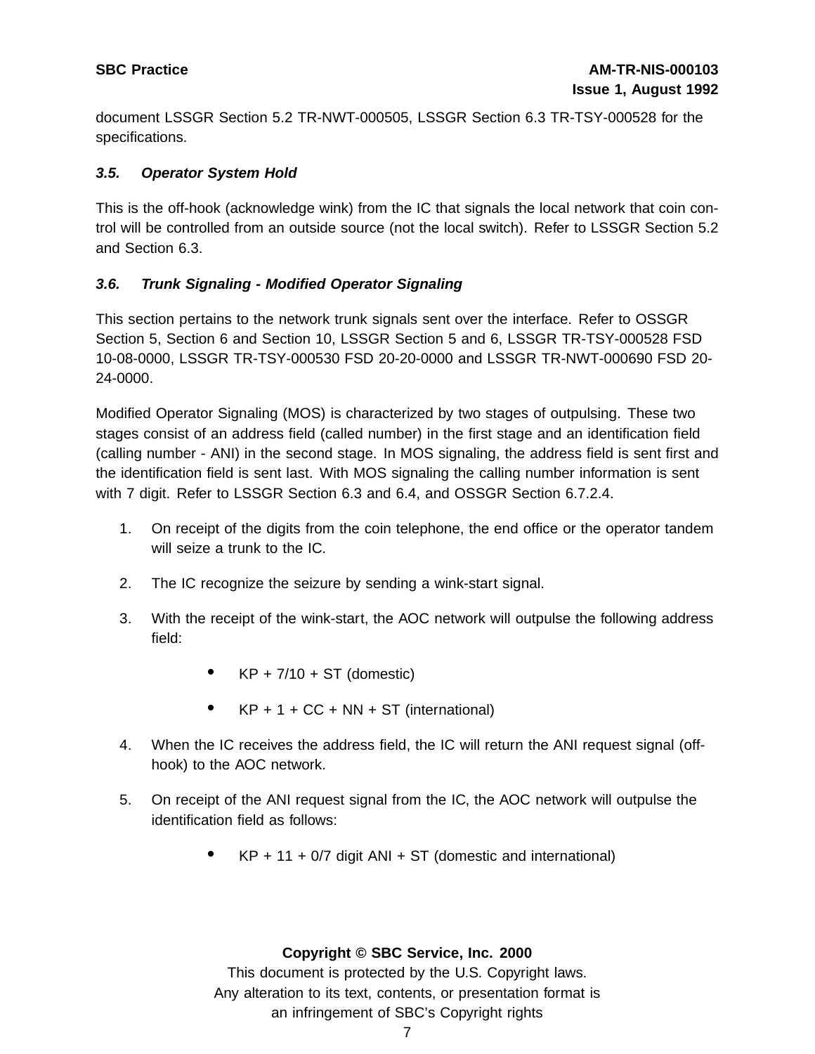document LSSGR Section 5.2 TR-NWT-000505, LSSGR Section 6.3 TR-TSY-000528 for the specifications.

### *3.5. Operator System Hold*

This is the off-hook (acknowledge wink) from the IC that signals the local network that coin control will be controlled from an outside source (not the local switch). Refer to LSSGR Section 5.2 and Section 6.3.

### *3.6. Trunk Signaling - Modified Operator Signaling*

This section pertains to the network trunk signals sent over the interface. Refer to OSSGR Section 5, Section 6 and Section 10, LSSGR Section 5 and 6, LSSGR TR-TSY-000528 FSD 10-08-0000, LSSGR TR-TSY-000530 FSD 20-20-0000 and LSSGR TR-NWT-000690 FSD 20-24-0000.

Modified Operator Signaling (MOS) is characterized by two stages of outpulsing. These two stages consist of an address field (called number) in the first stage and an identification field (calling number - ANI) in the second stage. In MOS signaling, the address field is sent first and the identification field is sent last. With MOS signaling the calling number information is sent with 7 digit. Refer to LSSGR Section 6.3 and 6.4, and OSSGR Section 6.7.2.4.

1. On receipt of the digits from the coin telephone, the end office or the operator tandem will seize a trunk to the IC.
2. The IC recognize the seizure by sending a wink-start signal.
3. With the receipt of the wink-start, the AOC network will outpulse the following address field:
   - KP + 7/10 + ST (domestic)
   - KP + 1 + CC + NN + ST (international)
4. When the IC receives the address field, the IC will return the ANI request signal (off-hook) to the AOC network.
5. On receipt of the ANI request signal from the IC, the AOC network will outpulse the identification field as follows:
   - KP + 11 + 0/7 digit ANI + ST (domestic and international)

**Copyright © SBC Service, Inc. 2000**
This document is protected by the U.S. Copyright laws.
Any alteration to its text, contents, or presentation format is an infringement of SBC's Copyright rights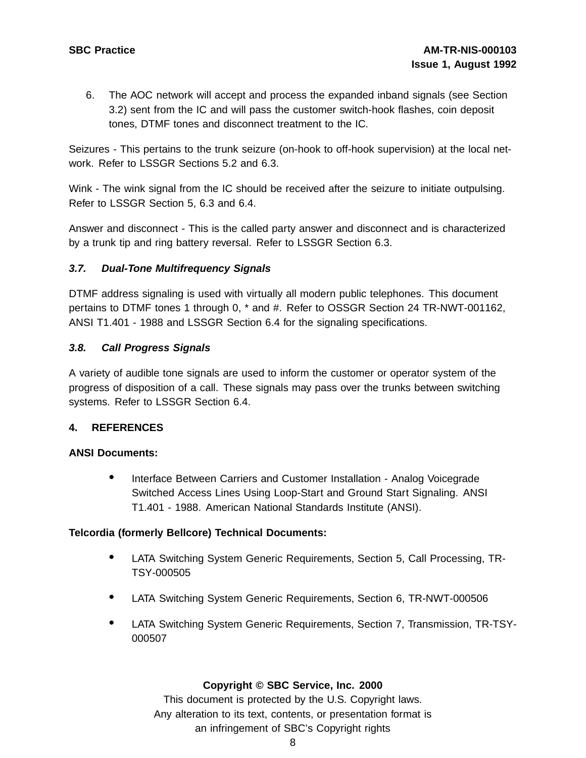6. The AOC network will accept and process the expanded inband signals (see Section 3.2) sent from the IC and will pass the customer switch-hook flashes, coin deposit tones, DTMF tones and disconnect treatment to the IC.

Seizures - This pertains to the trunk seizure (on-hook to off-hook supervision) at the local network. Refer to LSSGR Sections 5.2 and 6.3.

Wink - The wink signal from the IC should be received after the seizure to initiate outpulsing. Refer to LSSGR Section 5, 6.3 and 6.4.

Answer and disconnect - This is the called party answer and disconnect and is characterized by a trunk tip and ring battery reversal. Refer to LSSGR Section 6.3.

### *3.7. Dual-Tone Multifrequency Signals*

DTMF address signaling is used with virtually all modern public telephones. This document pertains to DTMF tones 1 through 0, * and #. Refer to OSSGR Section 24 TR-NWT-001162, ANSI T1.401 - 1988 and LSSGR Section 6.4 for the signaling specifications.

### *3.8. Call Progress Signals*

A variety of audible tone signals are used to inform the customer or operator system of the progress of disposition of a call. These signals may pass over the trunks between switching systems. Refer to LSSGR Section 6.4.

## 4. REFERENCES

**ANSI Documents:**

- Interface Between Carriers and Customer Installation - Analog Voicegrade Switched Access Lines Using Loop-Start and Ground Start Signaling. ANSI T1.401 - 1988. American National Standards Institute (ANSI).

**Telcordia (formerly Bellcore) Technical Documents:**

- LATA Switching System Generic Requirements, Section 5, Call Processing, TR-TSY-000505
- LATA Switching System Generic Requirements, Section 6, TR-NWT-000506
- LATA Switching System Generic Requirements, Section 7, Transmission, TR-TSY-000507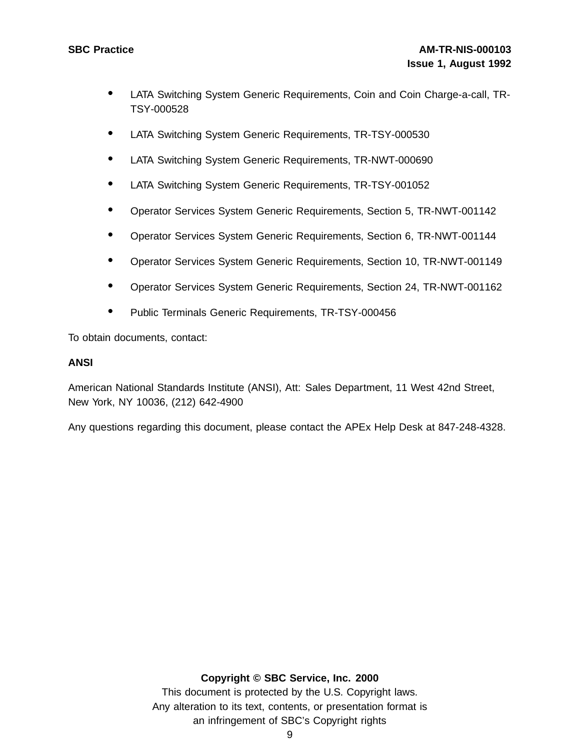- LATA Switching System Generic Requirements, Coin and Coin Charge-a-call, TR-TSY-000528
- LATA Switching System Generic Requirements, TR-TSY-000530
- LATA Switching System Generic Requirements, TR-NWT-000690
- LATA Switching System Generic Requirements, TR-TSY-001052
- Operator Services System Generic Requirements, Section 5, TR-NWT-001142
- Operator Services System Generic Requirements, Section 6, TR-NWT-001144
- Operator Services System Generic Requirements, Section 10, TR-NWT-001149
- Operator Services System Generic Requirements, Section 24, TR-NWT-001162
- Public Terminals Generic Requirements, TR-TSY-000456

To obtain documents, contact:

**ANSI**

American National Standards Institute (ANSI), Att: Sales Department, 11 West 42nd Street, New York, NY 10036, (212) 642-4900

Any questions regarding this document, please contact the APEx Help Desk at 847-248-4328.